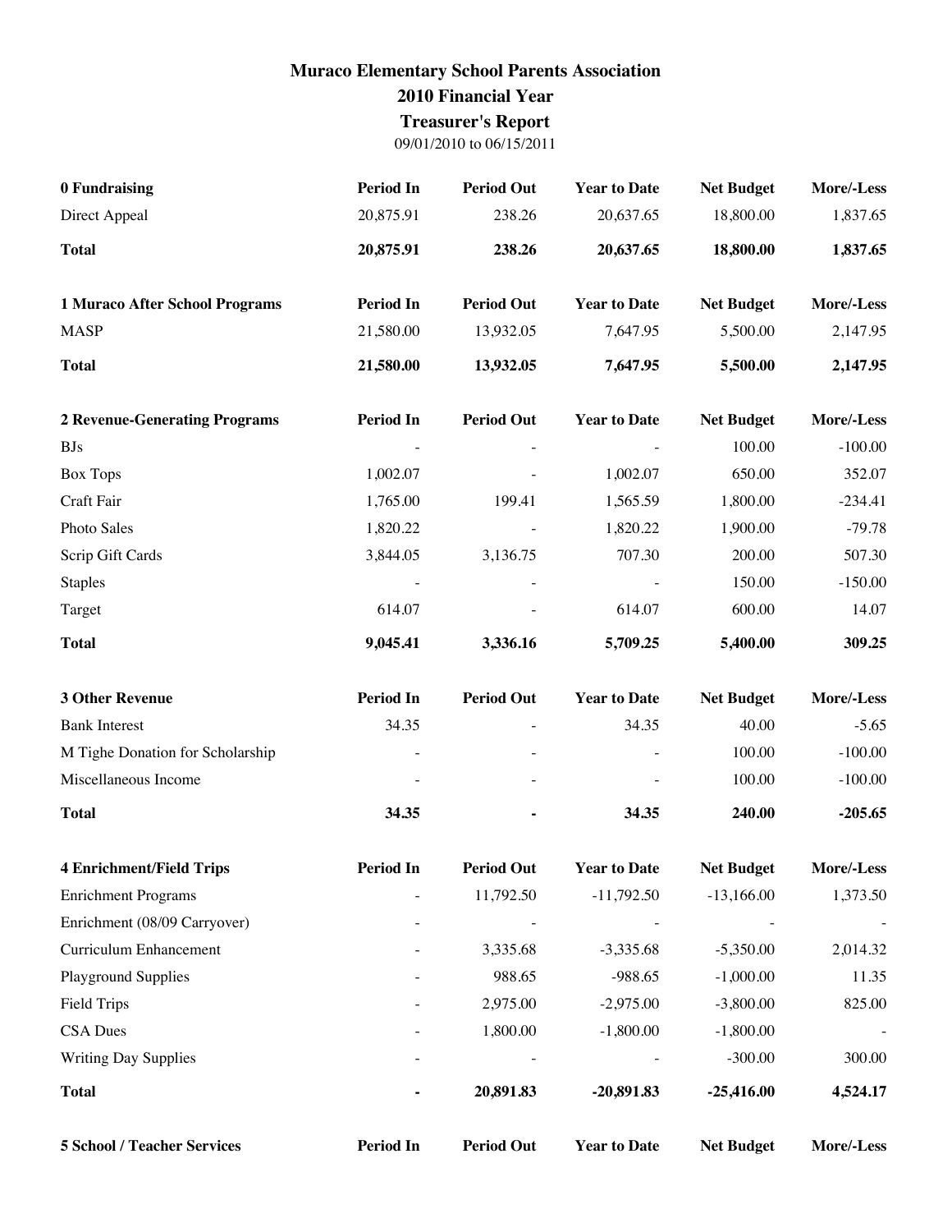# Muraco Elementary School Parents Association
## 2010 Financial Year
## Treasurer's Report

09/01/2010 to 06/15/2011

| 0 Fundraising | Period In | Period Out | Year to Date | Net Budget | More/-Less |
|---|---|---|---|---|---|
| Direct Appeal | 20,875.91 | 238.26 | 20,637.65 | 18,800.00 | 1,837.65 |
| **Total** | **20,875.91** | **238.26** | **20,637.65** | **18,800.00** | **1,837.65** |

| 1 Muraco After School Programs | Period In | Period Out | Year to Date | Net Budget | More/-Less |
|---|---|---|---|---|---|
| MASP | 21,580.00 | 13,932.05 | 7,647.95 | 5,500.00 | 2,147.95 |
| **Total** | **21,580.00** | **13,932.05** | **7,647.95** | **5,500.00** | **2,147.95** |

| 2 Revenue-Generating Programs | Period In | Period Out | Year to Date | Net Budget | More/-Less |
|---|---|---|---|---|---|
| BJs | - | - | - | 100.00 | -100.00 |
| Box Tops | 1,002.07 | - | 1,002.07 | 650.00 | 352.07 |
| Craft Fair | 1,765.00 | 199.41 | 1,565.59 | 1,800.00 | -234.41 |
| Photo Sales | 1,820.22 | - | 1,820.22 | 1,900.00 | -79.78 |
| Scrip Gift Cards | 3,844.05 | 3,136.75 | 707.30 | 200.00 | 507.30 |
| Staples | - | - | - | 150.00 | -150.00 |
| Target | 614.07 | - | 614.07 | 600.00 | 14.07 |
| **Total** | **9,045.41** | **3,336.16** | **5,709.25** | **5,400.00** | **309.25** |

| 3 Other Revenue | Period In | Period Out | Year to Date | Net Budget | More/-Less |
|---|---|---|---|---|---|
| Bank Interest | 34.35 | - | 34.35 | 40.00 | -5.65 |
| M Tighe Donation for Scholarship | - | - | - | 100.00 | -100.00 |
| Miscellaneous Income | - | - | - | 100.00 | -100.00 |
| **Total** | **34.35** | **-** | **34.35** | **240.00** | **-205.65** |

| 4 Enrichment/Field Trips | Period In | Period Out | Year to Date | Net Budget | More/-Less |
|---|---|---|---|---|---|
| Enrichment Programs | - | 11,792.50 | -11,792.50 | -13,166.00 | 1,373.50 |
| Enrichment (08/09 Carryover) | - | - | - | - | - |
| Curriculum Enhancement | - | 3,335.68 | -3,335.68 | -5,350.00 | 2,014.32 |
| Playground Supplies | - | 988.65 | -988.65 | -1,000.00 | 11.35 |
| Field Trips | - | 2,975.00 | -2,975.00 | -3,800.00 | 825.00 |
| CSA Dues | - | 1,800.00 | -1,800.00 | -1,800.00 | - |
| Writing Day Supplies | - | - | - | -300.00 | 300.00 |
| **Total** | **-** | **20,891.83** | **-20,891.83** | **-25,416.00** | **4,524.17** |

| 5 School / Teacher Services | Period In | Period Out | Year to Date | Net Budget | More/-Less |
|---|---|---|---|---|---|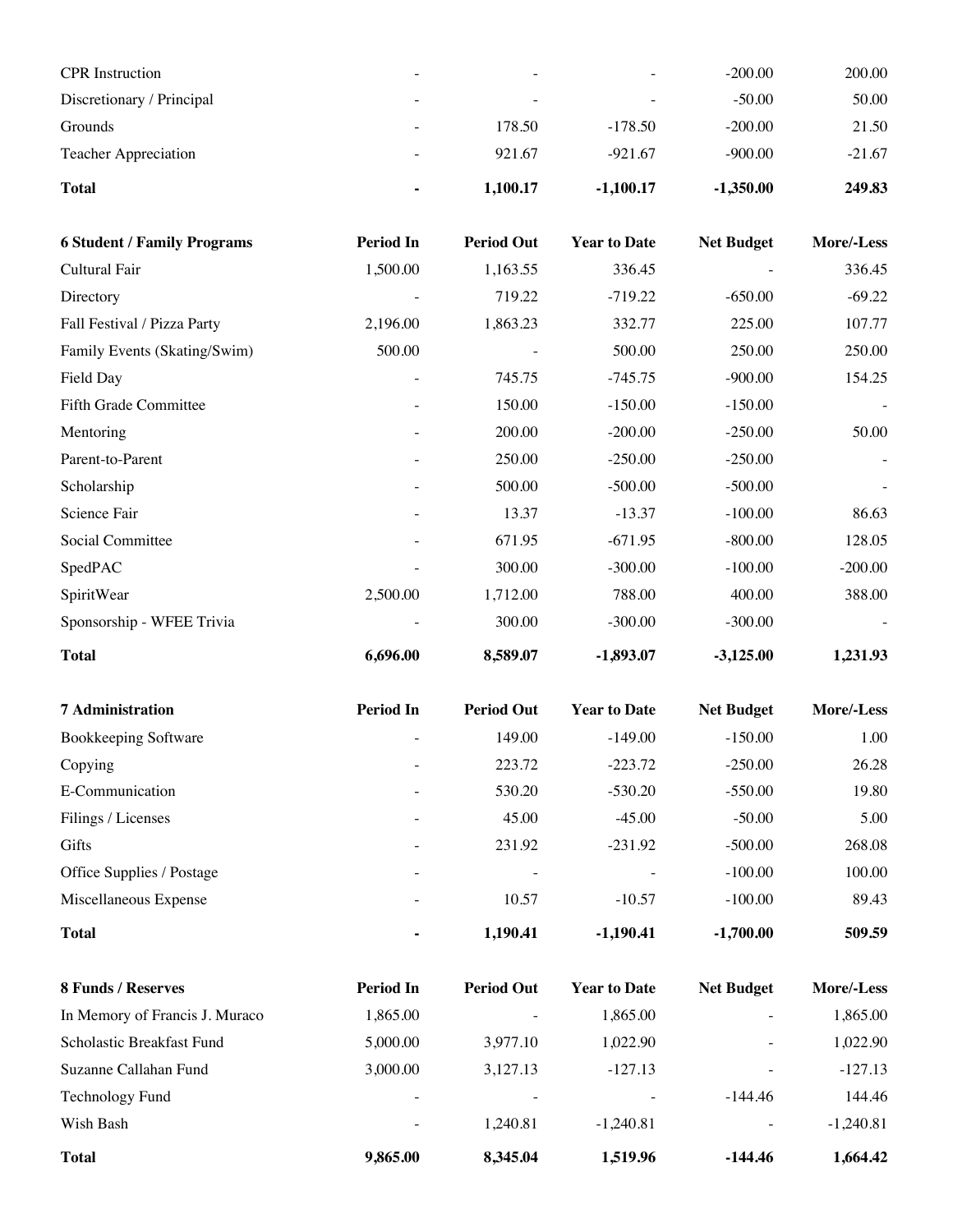| | | | | | |
|---|---|---|---|---|---|
| CPR Instruction | - | - | - | -200.00 | 200.00 |
| Discretionary / Principal | - | - | - | -50.00 | 50.00 |
| Grounds | - | 178.50 | -178.50 | -200.00 | 21.50 |
| Teacher Appreciation | - | 921.67 | -921.67 | -900.00 | -21.67 |
| **Total** | **-** | **1,100.17** | **-1,100.17** | **-1,350.00** | **249.83** |

| **6 Student / Family Programs** | **Period In** | **Period Out** | **Year to Date** | **Net Budget** | **More/-Less** |
|---|---|---|---|---|---|
| Cultural Fair | 1,500.00 | 1,163.55 | 336.45 | - | 336.45 |
| Directory | - | 719.22 | -719.22 | -650.00 | -69.22 |
| Fall Festival / Pizza Party | 2,196.00 | 1,863.23 | 332.77 | 225.00 | 107.77 |
| Family Events (Skating/Swim) | 500.00 | - | 500.00 | 250.00 | 250.00 |
| Field Day | - | 745.75 | -745.75 | -900.00 | 154.25 |
| Fifth Grade Committee | - | 150.00 | -150.00 | -150.00 | - |
| Mentoring | - | 200.00 | -200.00 | -250.00 | 50.00 |
| Parent-to-Parent | - | 250.00 | -250.00 | -250.00 | - |
| Scholarship | - | 500.00 | -500.00 | -500.00 | - |
| Science Fair | - | 13.37 | -13.37 | -100.00 | 86.63 |
| Social Committee | - | 671.95 | -671.95 | -800.00 | 128.05 |
| SpedPAC | - | 300.00 | -300.00 | -100.00 | -200.00 |
| SpiritWear | 2,500.00 | 1,712.00 | 788.00 | 400.00 | 388.00 |
| Sponsorship - WFEE Trivia | - | 300.00 | -300.00 | -300.00 | - |
| **Total** | **6,696.00** | **8,589.07** | **-1,893.07** | **-3,125.00** | **1,231.93** |

| **7 Administration** | **Period In** | **Period Out** | **Year to Date** | **Net Budget** | **More/-Less** |
|---|---|---|---|---|---|
| Bookkeeping Software | - | 149.00 | -149.00 | -150.00 | 1.00 |
| Copying | - | 223.72 | -223.72 | -250.00 | 26.28 |
| E-Communication | - | 530.20 | -530.20 | -550.00 | 19.80 |
| Filings / Licenses | - | 45.00 | -45.00 | -50.00 | 5.00 |
| Gifts | - | 231.92 | -231.92 | -500.00 | 268.08 |
| Office Supplies / Postage | - | - | - | -100.00 | 100.00 |
| Miscellaneous Expense | - | 10.57 | -10.57 | -100.00 | 89.43 |
| **Total** | **-** | **1,190.41** | **-1,190.41** | **-1,700.00** | **509.59** |

| **8 Funds / Reserves** | **Period In** | **Period Out** | **Year to Date** | **Net Budget** | **More/-Less** |
|---|---|---|---|---|---|
| In Memory of Francis J. Muraco | 1,865.00 | - | 1,865.00 | - | 1,865.00 |
| Scholastic Breakfast Fund | 5,000.00 | 3,977.10 | 1,022.90 | - | 1,022.90 |
| Suzanne Callahan Fund | 3,000.00 | 3,127.13 | -127.13 | - | -127.13 |
| Technology Fund | - | - | - | -144.46 | 144.46 |
| Wish Bash | - | 1,240.81 | -1,240.81 | - | -1,240.81 |
| **Total** | **9,865.00** | **8,345.04** | **1,519.96** | **-144.46** | **1,664.42** |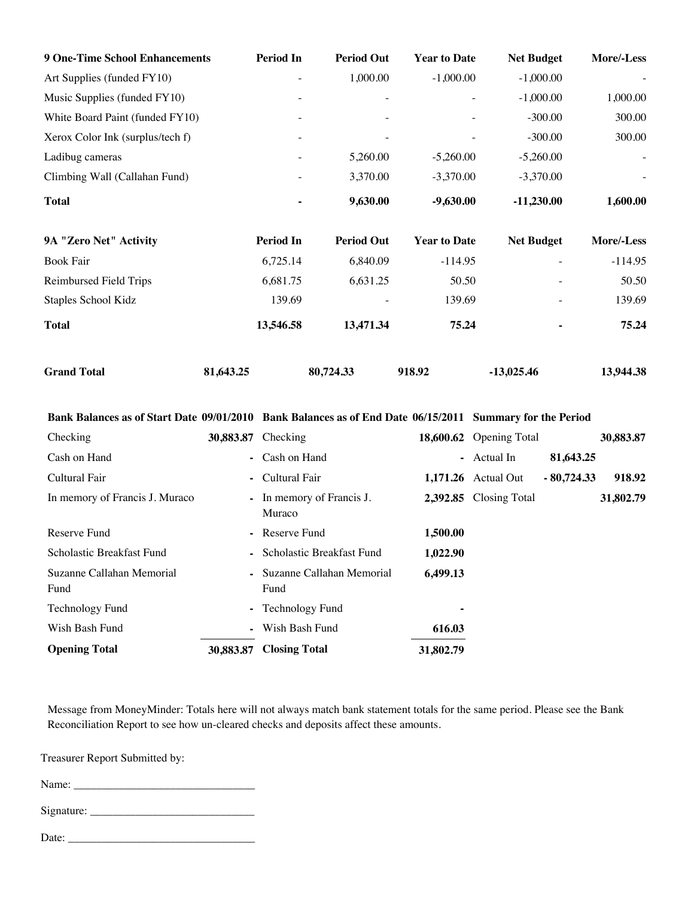| 9 One-Time School Enhancements | Period In | Period Out | Year to Date | Net Budget | More/-Less |
|---|---|---|---|---|---|
| Art Supplies (funded FY10) | - | 1,000.00 | -1,000.00 | -1,000.00 | - |
| Music Supplies (funded FY10) | - | - | - | -1,000.00 | 1,000.00 |
| White Board Paint (funded FY10) | - | - | - | -300.00 | 300.00 |
| Xerox Color Ink (surplus/tech f) | - | - | - | -300.00 | 300.00 |
| Ladibug cameras | - | 5,260.00 | -5,260.00 | -5,260.00 | - |
| Climbing Wall (Callahan Fund) | - | 3,370.00 | -3,370.00 | -3,370.00 | - |
| **Total** | **-** | **9,630.00** | **-9,630.00** | **-11,230.00** | **1,600.00** |

| 9A "Zero Net" Activity | Period In | Period Out | Year to Date | Net Budget | More/-Less |
|---|---|---|---|---|---|
| Book Fair | 6,725.14 | 6,840.09 | -114.95 | - | -114.95 |
| Reimbursed Field Trips | 6,681.75 | 6,631.25 | 50.50 | - | 50.50 |
| Staples School Kidz | 139.69 | - | 139.69 | - | 139.69 |
| **Total** | **13,546.58** | **13,471.34** | **75.24** | **-** | **75.24** |

| | | | | | |
|---|---|---|---|---|---|
| **Grand Total** | **81,643.25** | **80,724.33** | **918.92** | **-13,025.46** | **13,944.38** |

| Bank Balances as of Start Date 09/01/2010 | | Bank Balances as of End Date 06/15/2011 | | Summary for the Period | | |
|---|---|---|---|---|---|---|
| Checking | 30,883.87 | Checking | 18,600.62 | Opening Total | | 30,883.87 |
| Cash on Hand | - | Cash on Hand | - | Actual In | 81,643.25 | |
| Cultural Fair | - | Cultural Fair | 1,171.26 | Actual Out | - 80,724.33 | 918.92 |
| In memory of Francis J. Muraco | - | In memory of Francis J. Muraco | 2,392.85 | Closing Total | | 31,802.79 |
| Reserve Fund | - | Reserve Fund | 1,500.00 | | | |
| Scholastic Breakfast Fund | - | Scholastic Breakfast Fund | 1,022.90 | | | |
| Suzanne Callahan Memorial Fund | - | Suzanne Callahan Memorial Fund | 6,499.13 | | | |
| Technology Fund | - | Technology Fund | - | | | |
| Wish Bash Fund | - | Wish Bash Fund | 616.03 | | | |
| **Opening Total** | **30,883.87** | **Closing Total** | **31,802.79** | | | |

Message from MoneyMinder: Totals here will not always match bank statement totals for the same period. Please see the Bank Reconciliation Report to see how un-cleared checks and deposits affect these amounts.

Treasurer Report Submitted by:

Name: ________________________________

Signature: _____________________________

Date: _________________________________